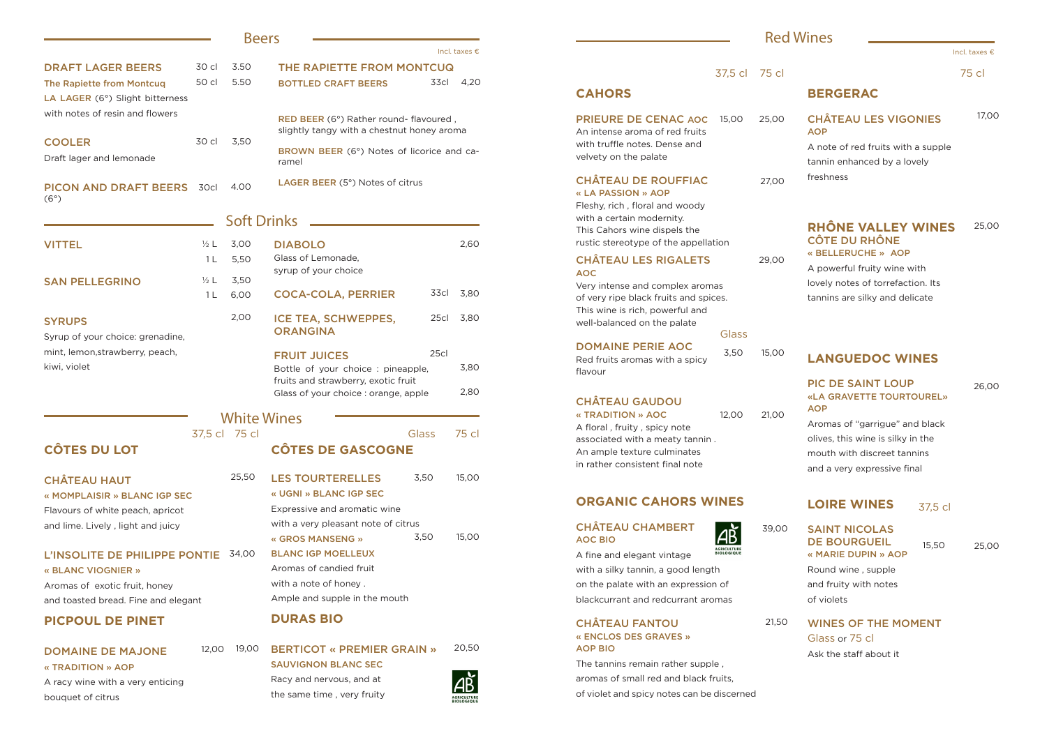## Beers

Incl. taxes €

**DRAFT LAGER BEERS** — 30 cl 3.50 / 50 cl 5.50

**The Rapiette from Montcuq**

LA LAGER (6°) Slight bitterness with notes of resin and flowers

**COOLER** — 30 cl 3,50

Draft lager and lemonade

**PICON AND DRAFT BEERS** (6°) — 30cl 4.00

**THE RAPIETTE FROM MONTCUQ**

**BOTTLED CRAFT BEERS** — 33cl 4,20

RED BEER (6°) Rather round- flavoured , slightly tangy with a chestnut honey aroma

BROWN BEER (6°) Notes of licorice and caramel

LAGER BEER (5°) Notes of citrus

## Soft Drinks

**VITTEL** — ½ L 3,00 / 1 L 5,50

**SAN PELLEGRINO** — ½ L 3,50 / 1 L 6,00

**SYRUPS** — 2,00

Syrup of your choice: grenadine, mint, lemon,strawberry, peach, kiwi, violet

**DIABOLO** — 2,60

Glass of Lemonade, syrup of your choice

**COCA-COLA, PERRIER** — 33cl 3,80

**ICE TEA, SCHWEPPES, ORANGINA** — 25cl 3,80

**FRUIT JUICES** — 25cl

Bottle of your choice : pineapple, fruits and strawberry, exotic fruit — 3,80

Glass of your choice : orange, apple — 2,80

## White Wines

### CÔTES DU LOT

37,5 cl / 75 cl

**CHÂTEAU HAUT** — 25,50

« MOMPLAISIR » BLANC IGP SEC

Flavours of white peach, apricot and lime. Lively , light and juicy

**L'INSOLITE DE PHILIPPE PONTIE** — 34,00

« BLANC VIOGNIER »

Aromas of exotic fruit, honey and toasted bread. Fine and elegant

### PICPOUL DE PINET

**DOMAINE DE MAJONE** — 12,00 / 19,00

« TRADITION » AOP

A racy wine with a very enticing bouquet of citrus

### CÔTES DE GASCOGNE

Glass / 75 cl

**LES TOURTERELLES** — 3,50 / 15,00

« UGNI » BLANC IGP SEC

Expressive and aromatic wine with a very pleasant note of citrus

**« GROS MANSENG »** — 3,50 / 15,00

BLANC IGP MOELLEUX

Aromas of candied fruit with a note of honey . Ample and supple in the mouth

### DURAS BIO

**BERTICOT « PREMIER GRAIN »** — 20,50

SAUVIGNON BLANC SEC

Racy and nervous, and at the same time , very fruity

## Red Wines

Incl. taxes €

### CAHORS

37,5 cl / 75 cl

**PRIEURE DE CENAC AOC** — 15,00 / 25,00

An intense aroma of red fruits with truffle notes. Dense and velvety on the palate

**CHÂTEAU DE ROUFFIAC** — 27,00

« LA PASSION » AOP

Fleshy, rich , floral and woody with a certain modernity. This Cahors wine dispels the rustic stereotype of the appellation

**CHÂTEAU LES RIGALETS** — 29,00

AOC

Very intense and complex aromas of very ripe black fruits and spices. This wine is rich, powerful and well-balanced on the palate

Glass

**DOMAINE PERIE AOC** — 3,50 / 15,00

Red fruits aromas with a spicy flavour

**CHÂTEAU GAUDOU** — 12,00 / 21,00

« TRADITION » AOC

A floral , fruity , spicy note associated with a meaty tannin . An ample texture culminates in rather consistent final note

### ORGANIC CAHORS WINES

**CHÂTEAU CHAMBERT** — 39,00

AOC BIO

A fine and elegant vintage with a silky tannin, a good length on the palate with an expression of blackcurrant and redcurrant aromas

**CHÂTEAU FANTOU** — 21,50

« ENCLOS DES GRAVES » AOP BIO

The tannins remain rather supple , aromas of small red and black fruits, of violet and spicy notes can be discerned

### BERGERAC

75 cl

**CHÂTEAU LES VIGONIES** — 17,00

AOP

A note of red fruits with a supple tannin enhanced by a lovely freshness

### RHÔNE VALLEY WINES

**CÔTE DU RHÔNE** — 25,00

« BELLERUCHE » AOP

A powerful fruity wine with lovely notes of torrefaction. Its tannins are silky and delicate

### LANGUEDOC WINES

**PIC DE SAINT LOUP** — 26,00

«LA GRAVETTE TOURTOUREL» AOP

Aromas of "garrigue" and black olives, this wine is silky in the mouth with discreet tannins and a very expressive final

### LOIRE WINES

37,5 cl

**SAINT NICOLAS DE BOURGUEIL** — 15,50 / 25,00

« MARIE DUPIN » AOP

Round wine , supple and fruity with notes of violets

**WINES OF THE MOMENT**

Glass or 75 cl

Ask the staff about it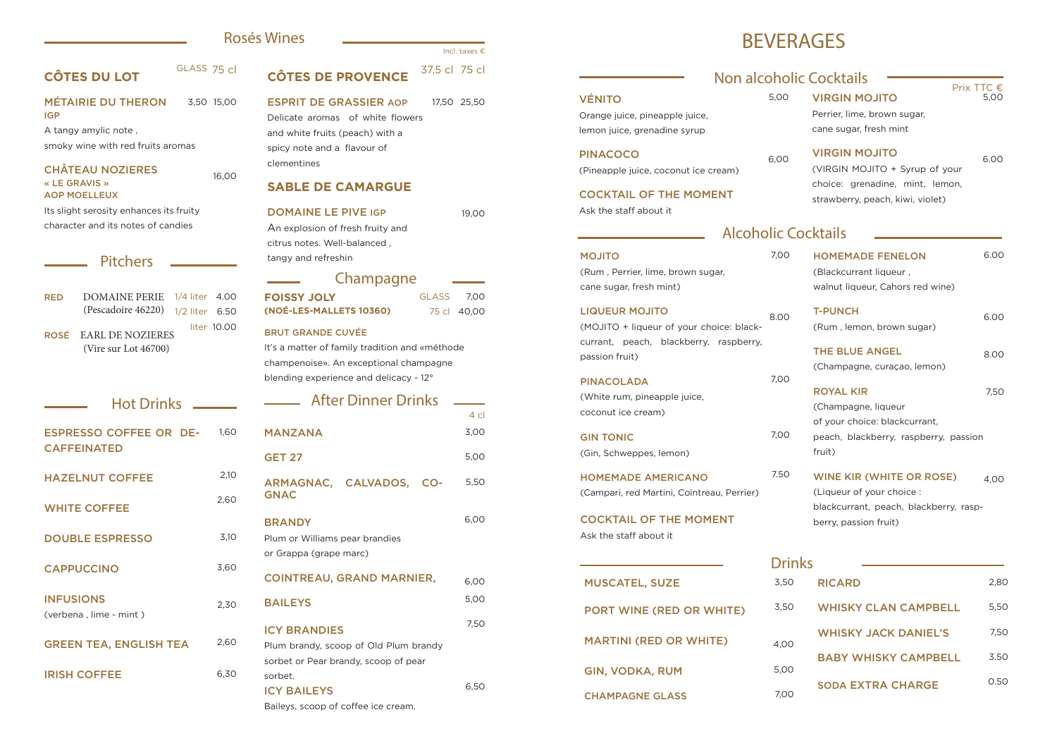## Rosés Wines

Incl. taxes €

### CÔTES DU LOT

| | GLASS | 75 cl |
|---|---|---|
| **MÉTAIRIE DU THERON IGP** | 3,50 | 15,00 |
| **CHÂTEAU NOZIERES « LE GRAVIS » AOP MOELLEUX** | | 16,00 |

MÉTAIRIE DU THERON IGP: A tangy amylic note, smoky wine with red fruits aromas

CHÂTEAU NOZIERES « LE GRAVIS » AOP MOELLEUX: Its slight serosity enhances its fruity character and its notes of candies

### CÔTES DE PROVENCE

| | 37,5 cl | 75 cl |
|---|---|---|
| **ESPRIT DE GRASSIER AOP** | 17,50 | 25,50 |

Delicate aromas of white flowers and white fruits (peach) with a spicy note and a flavour of clementines

### SABLE DE CAMARGUE

**DOMAINE LE PIVE IGP** — 19,00

An explosion of fresh fruity and citrus notes. Well-balanced, tangy and refreshin

## Pitchers

| | | | |
|---|---|---|---|
| RED | DOMAINE PERIE (Pescadoire 46220) | 1/4 liter | 4.00 |
| | | 1/2 liter | 6.50 |
| ROSÉ | EARL DE NOZIERES (Vire sur Lot 46700) | liter | 10.00 |

## Champagne

| | | |
|---|---|---|
| **FOISSY JOLY (NOÉ-LES-MALLETS 10360)** | GLASS | 7,00 |
| | 75 cl | 40,00 |

**BRUT GRANDE CUVÉE**

It's a matter of family tradition and «méthode champenoise». An exceptional champagne blending experience and delicacy - 12°

## Hot Drinks

| | |
|---|---|
| ESPRESSO COFFEE OR DE-CAFFEINATED | 1,60 |
| HAZELNUT COFFEE | 2,10 |
| WHITE COFFEE | 2,60 |
| DOUBLE ESPRESSO | 3,10 |
| CAPPUCCINO | 3,60 |
| INFUSIONS (verbena, lime - mint) | 2,30 |
| GREEN TEA, ENGLISH TEA | 2,60 |
| IRISH COFFEE | 6,30 |

## After Dinner Drinks

| | 4 cl |
|---|---|
| MANZANA | 3,00 |
| GET 27 | 5,00 |
| ARMAGNAC, CALVADOS, COGNAC | 5,50 |
| BRANDY (Plum or Williams pear brandies or Grappa (grape marc)) | 6,00 |
| COINTREAU, GRAND MARNIER, | 6,00 |
| BAILEYS | 5,00 |
| ICY BRANDIES (Plum brandy, scoop of Old Plum brandy sorbet or Pear brandy, scoop of pear sorbet.) | 7,50 |
| ICY BAILEYS (Baileys, scoop of coffee ice cream.) | 6,50 |

# BEVERAGES

## Non alcoholic Cocktails

Prix TTC €

| | |
|---|---|
| VÉNITO (Orange juice, pineapple juice, lemon juice, grenadine syrup) | 5,00 |
| PINACOCO (Pineapple juice, coconut ice cream) | 6,00 |
| COCKTAIL OF THE MOMENT (Ask the staff about it) | |
| VIRGIN MOJITO (Perrier, lime, brown sugar, cane sugar, fresh mint) | 5,00 |
| VIRGIN MOJITO (VIRGIN MOJITO + Syrup of your choice: grenadine, mint, lemon, strawberry, peach, kiwi, violet) | 6.00 |

## Alcoholic Cocktails

| | |
|---|---|
| MOJITO (Rum, Perrier, lime, brown sugar, cane sugar, fresh mint) | 7,00 |
| LIQUEUR MOJITO (MOJITO + liqueur of your choice: black-currant, peach, blackberry, raspberry, passion fruit) | 8.00 |
| PINACOLADA (White rum, pineapple juice, coconut ice cream) | 7,00 |
| GIN TONIC (Gin, Schweppes, lemon) | 7,00 |
| HOMEMADE AMERICANO (Campari, red Martini, Cointreau, Perrier) | 7.50 |
| COCKTAIL OF THE MOMENT (Ask the staff about it) | |
| HOMEMADE FENELON (Blackcurrant liqueur, walnut liqueur, Cahors red wine) | 6.00 |
| T-PUNCH (Rum, lemon, brown sugar) | 6.00 |
| THE BLUE ANGEL (Champagne, curaçao, lemon) | 8.00 |
| ROYAL KIR (Champagne, liqueur of your choice: blackcurrant, peach, blackberry, raspberry, passion fruit) | 7,50 |
| WINE KIR (WHITE OR ROSE) (Liqueur of your choice: blackcurrant, peach, blackberry, rasp-berry, passion fruit) | 4,00 |

## Drinks

| | |
|---|---|
| MUSCATEL, SUZE | 3,50 |
| PORT WINE (RED OR WHITE) | 3,50 |
| MARTINI (RED OR WHITE) | 4,00 |
| GIN, VODKA, RUM | 5,00 |
| CHAMPAGNE GLASS | 7,00 |
| RICARD | 2,80 |
| WHISKY CLAN CAMPBELL | 5,50 |
| WHISKY JACK DANIEL'S | 7,50 |
| BABY WHISKY CAMPBELL | 3.50 |
| SODA EXTRA CHARGE | 0.50 |